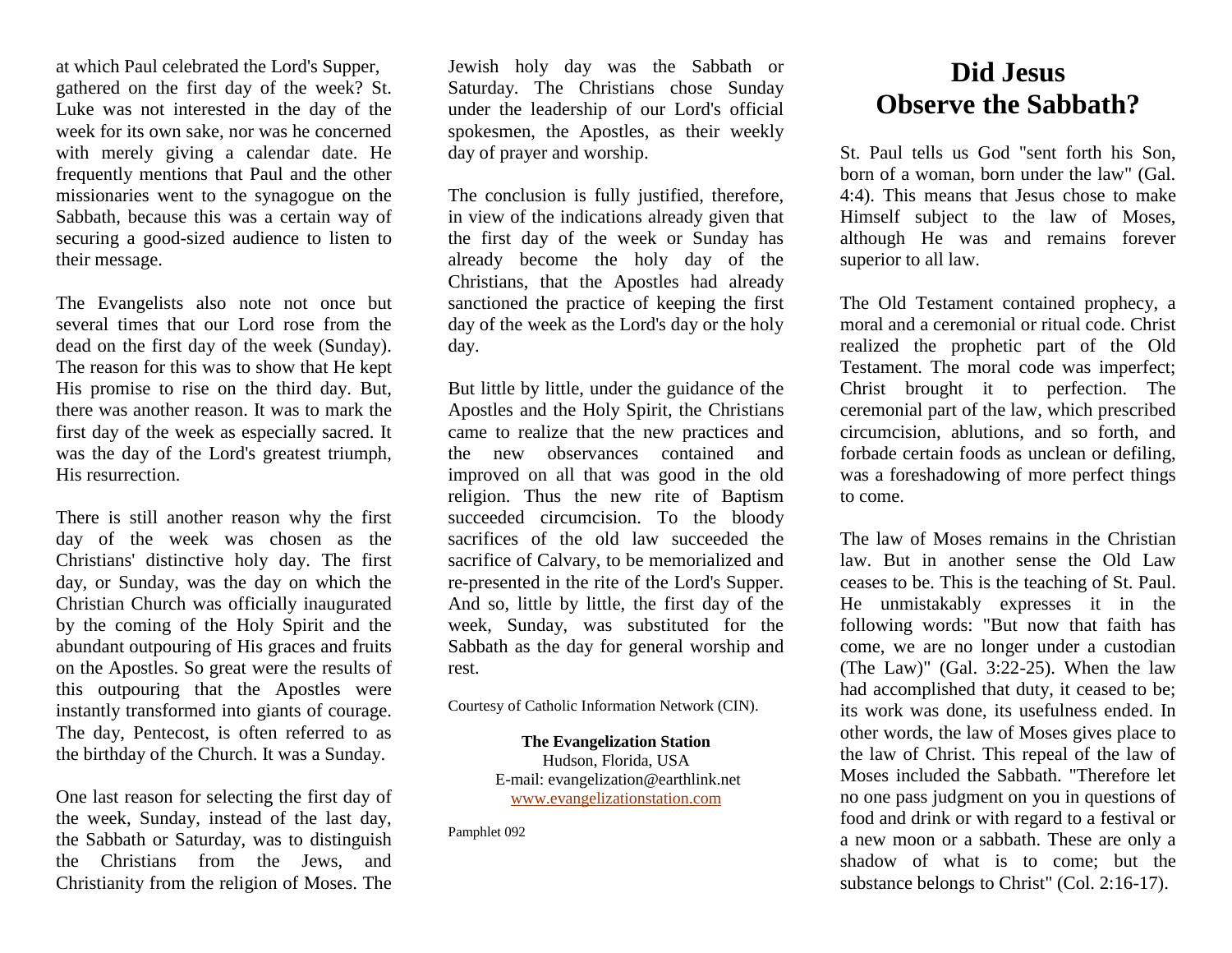at which Paul celebrated the Lord's Supper, gathered on the first day of the week? St. Luke was not interested in the day of the week for its own sake, nor was he concerned with merely giving a calendar date. He frequently mentions that Paul and the other missionaries went to the synagogue on the Sabbath, because this was a certain way of securing a good-sized audience to listen to their message.

The Evangelists also note not once but several times that our Lord rose from the dead on the first day of the week (Sunday). The reason for this was to show that He kept His promise to rise on the third day. But, there was another reason. It was to mark the first day of the week as especially sacred. It was the day of the Lord's greatest triumph, His resurrection.

There is still another reason why the first day of the week was chosen as the Christians' distinctive holy day. The first day, or Sunday, was the day on which the Christian Church was officially inaugurated by the coming of the Holy Spirit and the abundant outpouring of His graces and fruits on the Apostles. So great were the results of this outpouring that the Apostles were instantly transformed into giants of courage. The day, Pentecost, is often referred to as the birthday of the Church. It was a Sunday.

One last reason for selecting the first day of the week, Sunday, instead of the last day, the Sabbath or Saturday, was to distinguish the Christians from the Jews, and Christianity from the religion of Moses. The Jewish holy day was the Sabbath or Saturday. The Christians chose Sunday under the leadership of our Lord's official spokesmen, the Apostles, as their weekly day of prayer and worship.

The conclusion is fully justified, therefore, in view of the indications already given that the first day of the week or Sunday has already become the holy day of the Christians, that the Apostles had already sanctioned the practice of keeping the first day of the week as the Lord's day or the holy day.

But little by little, under the guidance of the Apostles and the Holy Spirit, the Christians came to realize that the new practices and the new observances contained and improved on all that was good in the old religion. Thus the new rite of Baptism succeeded circumcision. To the bloody sacrifices of the old law succeeded the sacrifice of Calvary, to be memorialized and re-presented in the rite of the Lord's Supper. And so, little by little, the first day of the week, Sunday, was substituted for the Sabbath as the day for general worship and rest.

Courtesy of Catholic Information Network (CIN).

**The Evangelization Station**
Hudson, Florida, USA
E-mail: evangelization@earthlink.net
www.evangelizationstation.com

Pamphlet 092

# Did Jesus Observe the Sabbath?

St. Paul tells us God "sent forth his Son, born of a woman, born under the law" (Gal. 4:4). This means that Jesus chose to make Himself subject to the law of Moses, although He was and remains forever superior to all law.

The Old Testament contained prophecy, a moral and a ceremonial or ritual code. Christ realized the prophetic part of the Old Testament. The moral code was imperfect; Christ brought it to perfection. The ceremonial part of the law, which prescribed circumcision, ablutions, and so forth, and forbade certain foods as unclean or defiling, was a foreshadowing of more perfect things to come.

The law of Moses remains in the Christian law. But in another sense the Old Law ceases to be. This is the teaching of St. Paul. He unmistakably expresses it in the following words: "But now that faith has come, we are no longer under a custodian (The Law)" (Gal. 3:22-25). When the law had accomplished that duty, it ceased to be; its work was done, its usefulness ended. In other words, the law of Moses gives place to the law of Christ. This repeal of the law of Moses included the Sabbath. "Therefore let no one pass judgment on you in questions of food and drink or with regard to a festival or a new moon or a sabbath. These are only a shadow of what is to come; but the substance belongs to Christ" (Col. 2:16-17).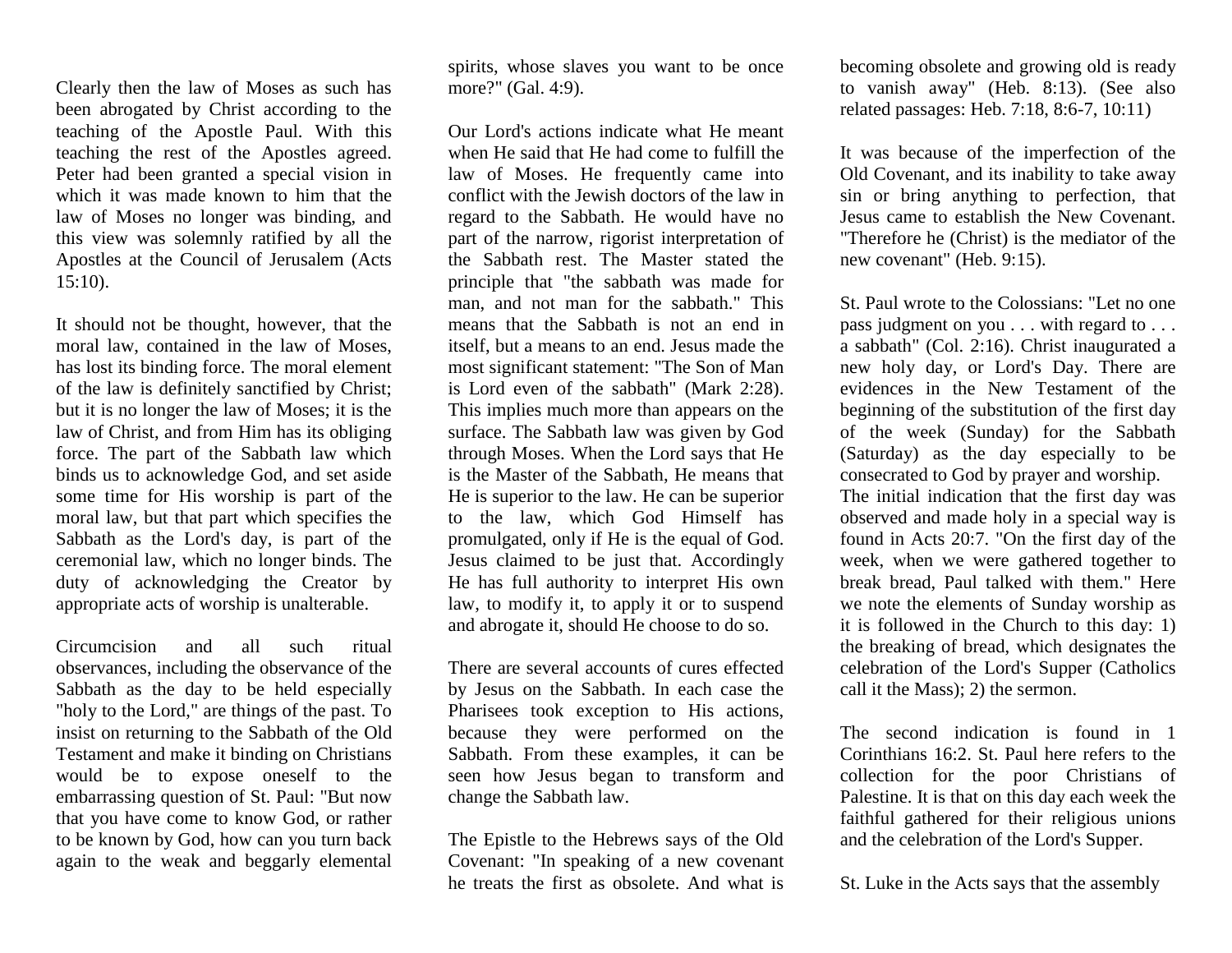Clearly then the law of Moses as such has been abrogated by Christ according to the teaching of the Apostle Paul. With this teaching the rest of the Apostles agreed. Peter had been granted a special vision in which it was made known to him that the law of Moses no longer was binding, and this view was solemnly ratified by all the Apostles at the Council of Jerusalem (Acts 15:10).

It should not be thought, however, that the moral law, contained in the law of Moses, has lost its binding force. The moral element of the law is definitely sanctified by Christ; but it is no longer the law of Moses; it is the law of Christ, and from Him has its obliging force. The part of the Sabbath law which binds us to acknowledge God, and set aside some time for His worship is part of the moral law, but that part which specifies the Sabbath as the Lord's day, is part of the ceremonial law, which no longer binds. The duty of acknowledging the Creator by appropriate acts of worship is unalterable.

Circumcision and all such ritual observances, including the observance of the Sabbath as the day to be held especially "holy to the Lord," are things of the past. To insist on returning to the Sabbath of the Old Testament and make it binding on Christians would be to expose oneself to the embarrassing question of St. Paul: "But now that you have come to know God, or rather to be known by God, how can you turn back again to the weak and beggarly elemental spirits, whose slaves you want to be once more?" (Gal. 4:9).

Our Lord's actions indicate what He meant when He said that He had come to fulfill the law of Moses. He frequently came into conflict with the Jewish doctors of the law in regard to the Sabbath. He would have no part of the narrow, rigorist interpretation of the Sabbath rest. The Master stated the principle that "the sabbath was made for man, and not man for the sabbath." This means that the Sabbath is not an end in itself, but a means to an end. Jesus made the most significant statement: "The Son of Man is Lord even of the sabbath" (Mark 2:28). This implies much more than appears on the surface. The Sabbath law was given by God through Moses. When the Lord says that He is the Master of the Sabbath, He means that He is superior to the law. He can be superior to the law, which God Himself has promulgated, only if He is the equal of God. Jesus claimed to be just that. Accordingly He has full authority to interpret His own law, to modify it, to apply it or to suspend and abrogate it, should He choose to do so.

There are several accounts of cures effected by Jesus on the Sabbath. In each case the Pharisees took exception to His actions, because they were performed on the Sabbath. From these examples, it can be seen how Jesus began to transform and change the Sabbath law.

The Epistle to the Hebrews says of the Old Covenant: "In speaking of a new covenant he treats the first as obsolete. And what is becoming obsolete and growing old is ready to vanish away" (Heb. 8:13). (See also related passages: Heb. 7:18, 8:6-7, 10:11)

It was because of the imperfection of the Old Covenant, and its inability to take away sin or bring anything to perfection, that Jesus came to establish the New Covenant. "Therefore he (Christ) is the mediator of the new covenant" (Heb. 9:15).

St. Paul wrote to the Colossians: "Let no one pass judgment on you . . . with regard to . . . a sabbath" (Col. 2:16). Christ inaugurated a new holy day, or Lord's Day. There are evidences in the New Testament of the beginning of the substitution of the first day of the week (Sunday) for the Sabbath (Saturday) as the day especially to be consecrated to God by prayer and worship.
The initial indication that the first day was observed and made holy in a special way is found in Acts 20:7. "On the first day of the week, when we were gathered together to break bread, Paul talked with them." Here we note the elements of Sunday worship as it is followed in the Church to this day: 1) the breaking of bread, which designates the celebration of the Lord's Supper (Catholics call it the Mass); 2) the sermon.

The second indication is found in 1 Corinthians 16:2. St. Paul here refers to the collection for the poor Christians of Palestine. It is that on this day each week the faithful gathered for their religious unions and the celebration of the Lord's Supper.

St. Luke in the Acts says that the assembly